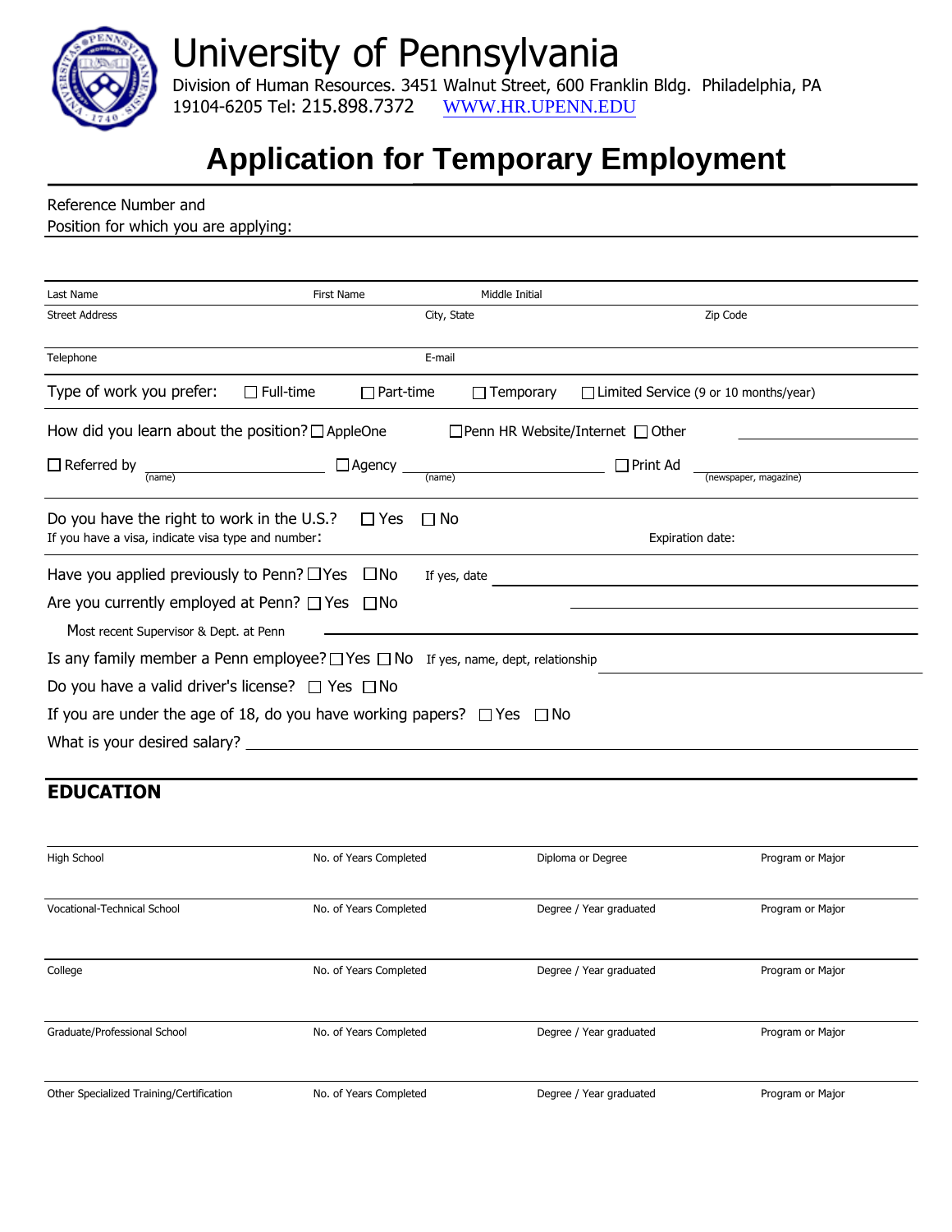# University of Pennsylvania

Division of Human Resources. 3451 Walnut Street, 600 Franklin Bldg. Philadelphia, PA 19104-6205 Tel: 215.898.7372 WWW.HR.UPENN.EDU

## Application for Temporary Employment

Reference Number and
Position for which you are applying: ______________________________

| Last Name | First Name | Middle Initial |
|---|---|---|
| | | |

| Street Address | City, State | Zip Code |
|---|---|---|
| | | |

| Telephone | E-mail |
|---|---|
| | |

Type of work you prefer: ☐ Full-time ☐ Part-time ☐ Temporary ☐ Limited Service (9 or 10 months/year)

How did you learn about the position? ☐ AppleOne ☐ Penn HR Website/Internet ☐ Other ______________

☐ Referred by ______________ (name) ☐ Agency ______________ (name) ☐ Print Ad ______________ (newspaper, magazine)

Do you have the right to work in the U.S.? ☐ Yes ☐ No
If you have a visa, indicate visa type and number: Expiration date:

Have you applied previously to Penn? ☐ Yes ☐ No If yes, date ______________

Are you currently employed at Penn? ☐ Yes ☐ No ______________

Most recent Supervisor & Dept. at Penn ______________

Is any family member a Penn employee? ☐ Yes ☐ No If yes, name, dept, relationship ______________

Do you have a valid driver's license? ☐ Yes ☐ No

If you are under the age of 18, do you have working papers? ☐ Yes ☐ No

What is your desired salary? ______________

## EDUCATION

| High School | No. of Years Completed | Diploma or Degree | Program or Major |
|---|---|---|---|
| | | | |

| Vocational-Technical School | No. of Years Completed | Degree / Year graduated | Program or Major |
|---|---|---|---|
| | | | |

| College | No. of Years Completed | Degree / Year graduated | Program or Major |
|---|---|---|---|
| | | | |

| Graduate/Professional School | No. of Years Completed | Degree / Year graduated | Program or Major |
|---|---|---|---|
| | | | |

| Other Specialized Training/Certification | No. of Years Completed | Degree / Year graduated | Program or Major |
|---|---|---|---|
| | | | |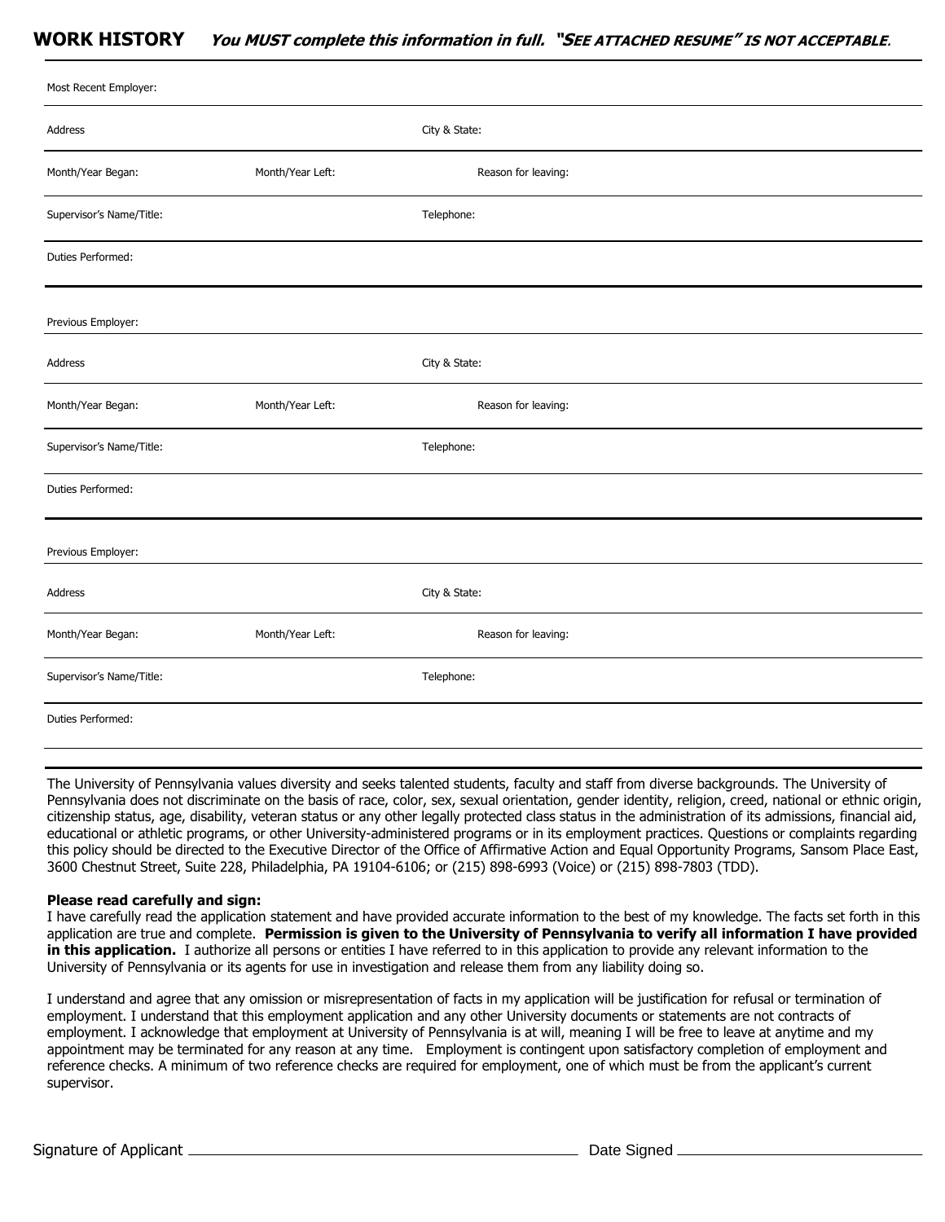## WORK HISTORY ***You MUST complete this information in full. "SEE ATTACHED RESUME" IS NOT ACCEPTABLE.***

Most Recent Employer:

Address | City & State:

Month/Year Began: | Month/Year Left: | Reason for leaving:

Supervisor's Name/Title: | Telephone:

Duties Performed:

---

Previous Employer:

Address | City & State:

Month/Year Began: | Month/Year Left: | Reason for leaving:

Supervisor's Name/Title: | Telephone:

Duties Performed:

---

Previous Employer:

Address | City & State:

Month/Year Began: | Month/Year Left: | Reason for leaving:

Supervisor's Name/Title: | Telephone:

Duties Performed:

---

The University of Pennsylvania values diversity and seeks talented students, faculty and staff from diverse backgrounds. The University of Pennsylvania does not discriminate on the basis of race, color, sex, sexual orientation, gender identity, religion, creed, national or ethnic origin, citizenship status, age, disability, veteran status or any other legally protected class status in the administration of its admissions, financial aid, educational or athletic programs, or other University-administered programs or in its employment practices. Questions or complaints regarding this policy should be directed to the Executive Director of the Office of Affirmative Action and Equal Opportunity Programs, Sansom Place East, 3600 Chestnut Street, Suite 228, Philadelphia, PA 19104-6106; or (215) 898-6993 (Voice) or (215) 898-7803 (TDD).

**Please read carefully and sign:**
I have carefully read the application statement and have provided accurate information to the best of my knowledge. The facts set forth in this application are true and complete. **Permission is given to the University of Pennsylvania to verify all information I have provided in this application.** I authorize all persons or entities I have referred to in this application to provide any relevant information to the University of Pennsylvania or its agents for use in investigation and release them from any liability doing so.

I understand and agree that any omission or misrepresentation of facts in my application will be justification for refusal or termination of employment. I understand that this employment application and any other University documents or statements are not contracts of employment. I acknowledge that employment at University of Pennsylvania is at will, meaning I will be free to leave at anytime and my appointment may be terminated for any reason at any time. Employment is contingent upon satisfactory completion of employment and reference checks. A minimum of two reference checks are required for employment, one of which must be from the applicant's current supervisor.

Signature of Applicant ______________________________ Date Signed ____________________